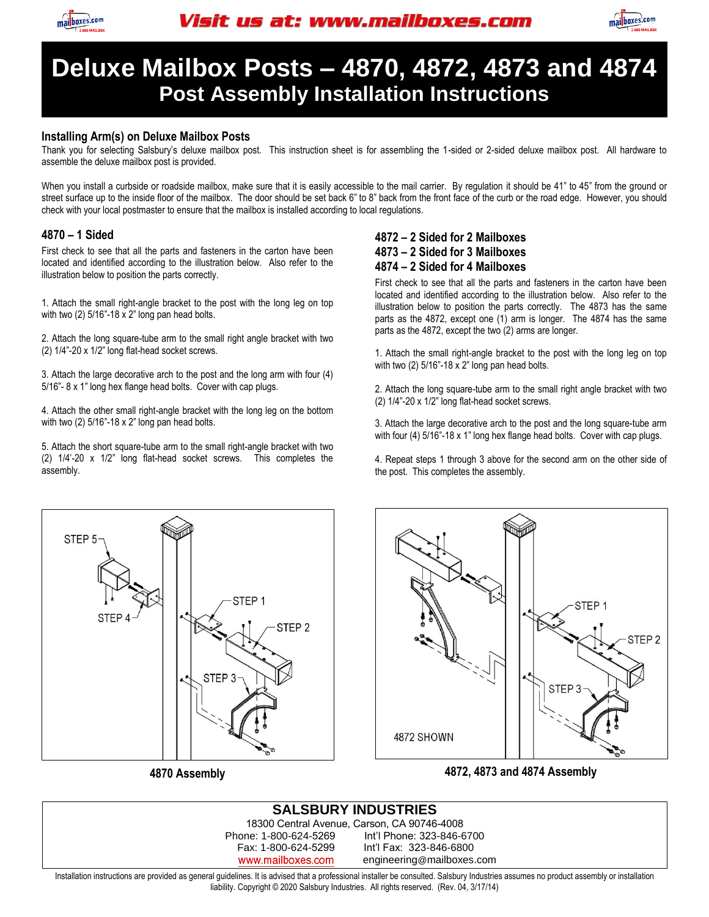Visit us at: www.mailboxes.com

# Deluxe Mailbox Posts – 4870, 4872, 4873 and 4874
## Post Assembly Installation Instructions

### Installing Arm(s) on Deluxe Mailbox Posts

Thank you for selecting Salsbury's deluxe mailbox post. This instruction sheet is for assembling the 1-sided or 2-sided deluxe mailbox post. All hardware to assemble the deluxe mailbox post is provided.

When you install a curbside or roadside mailbox, make sure that it is easily accessible to the mail carrier. By regulation it should be 41" to 45" from the ground or street surface up to the inside floor of the mailbox. The door should be set back 6" to 8" back from the front face of the curb or the road edge. However, you should check with your local postmaster to ensure that the mailbox is installed according to local regulations.

### 4870 – 1 Sided

First check to see that all the parts and fasteners in the carton have been located and identified according to the illustration below. Also refer to the illustration below to position the parts correctly.

1. Attach the small right-angle bracket to the post with the long leg on top with two (2) 5/16"-18 x 2" long pan head bolts.

2. Attach the long square-tube arm to the small right angle bracket with two (2) 1/4"-20 x 1/2" long flat-head socket screws.

3. Attach the large decorative arch to the post and the long arm with four (4) 5/16"- 8 x 1" long hex flange head bolts. Cover with cap plugs.

4. Attach the other small right-angle bracket with the long leg on the bottom with two (2) 5/16"-18 x 2" long pan head bolts.

5. Attach the short square-tube arm to the small right-angle bracket with two (2) 1/4'-20 x 1/2" long flat-head socket screws. This completes the assembly.

### 4872 – 2 Sided for 2 Mailboxes
### 4873 – 2 Sided for 3 Mailboxes
### 4874 – 2 Sided for 4 Mailboxes

First check to see that all the parts and fasteners in the carton have been located and identified according to the illustration below. Also refer to the illustration below to position the parts correctly. The 4873 has the same parts as the 4872, except one (1) arm is longer. The 4874 has the same parts as the 4872, except the two (2) arms are longer.

1. Attach the small right-angle bracket to the post with the long leg on top with two (2) 5/16"-18 x 2" long pan head bolts.

2. Attach the long square-tube arm to the small right angle bracket with two (2) 1/4"-20 x 1/2" long flat-head socket screws.

3. Attach the large decorative arch to the post and the long square-tube arm with four (4) 5/16"-18 x 1" long hex flange head bolts. Cover with cap plugs.

4. Repeat steps 1 through 3 above for the second arm on the other side of the post. This completes the assembly.

STEP 5 · STEP 4 · STEP 1 · STEP 2 · STEP 3

**4870 Assembly**

STEP 1 · STEP 2 · STEP 3 · 4872 SHOWN

**4872, 4873 and 4874 Assembly**

**SALSBURY INDUSTRIES**
18300 Central Avenue, Carson, CA 90746-4008
Phone: 1-800-624-5269 Int'l Phone: 323-846-6700
Fax: 1-800-624-5299 Int'l Fax: 323-846-6800
www.mailboxes.com engineering@mailboxes.com

Installation instructions are provided as general guidelines. It is advised that a professional installer be consulted. Salsbury Industries assumes no product assembly or installation liability. Copyright © 2020 Salsbury Industries. All rights reserved. (Rev. 04, 3/17/14)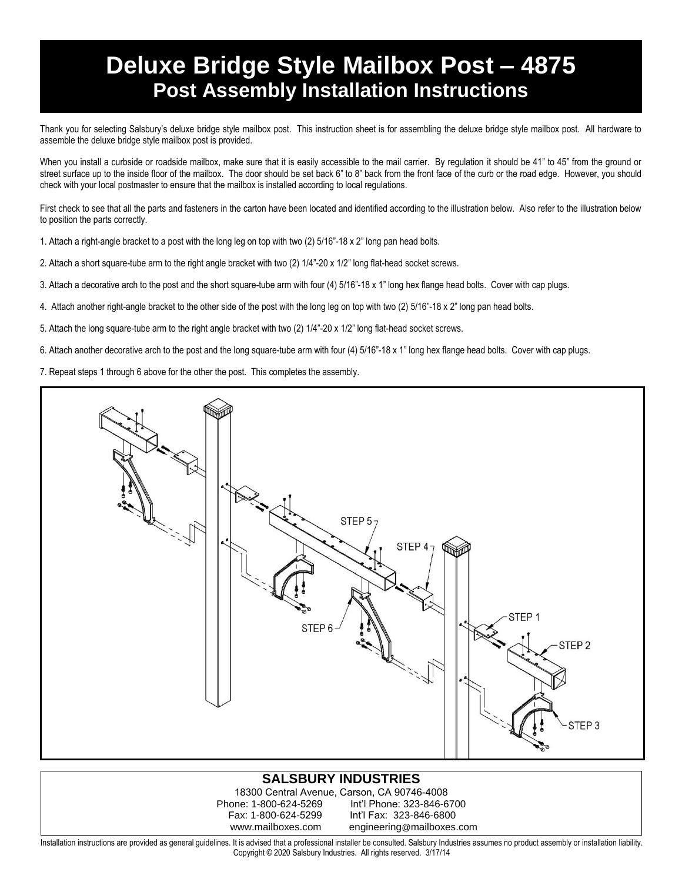# Deluxe Bridge Style Mailbox Post – 4875

## Post Assembly Installation Instructions

Thank you for selecting Salsbury's deluxe bridge style mailbox post. This instruction sheet is for assembling the deluxe bridge style mailbox post. All hardware to assemble the deluxe bridge style mailbox post is provided.

When you install a curbside or roadside mailbox, make sure that it is easily accessible to the mail carrier. By regulation it should be 41" to 45" from the ground or street surface up to the inside floor of the mailbox. The door should be set back 6" to 8" back from the front face of the curb or the road edge. However, you should check with your local postmaster to ensure that the mailbox is installed according to local regulations.

First check to see that all the parts and fasteners in the carton have been located and identified according to the illustration below. Also refer to the illustration below to position the parts correctly.

1. Attach a right-angle bracket to a post with the long leg on top with two (2) 5/16"-18 x 2" long pan head bolts.

2. Attach a short square-tube arm to the right angle bracket with two (2) 1/4"-20 x 1/2" long flat-head socket screws.

3. Attach a decorative arch to the post and the short square-tube arm with four (4) 5/16"-18 x 1" long hex flange head bolts. Cover with cap plugs.

4. Attach another right-angle bracket to the other side of the post with the long leg on top with two (2) 5/16"-18 x 2" long pan head bolts.

5. Attach the long square-tube arm to the right angle bracket with two (2) 1/4"-20 x 1/2" long flat-head socket screws.

6. Attach another decorative arch to the post and the long square-tube arm with four (4) 5/16"-18 x 1" long hex flange head bolts. Cover with cap plugs.

7. Repeat steps 1 through 6 above for the other the post. This completes the assembly.

STEP 5
STEP 4
STEP 1
STEP 2
STEP 6
STEP 3

**SALSBURY INDUSTRIES**

18300 Central Avenue, Carson, CA 90746-4008

Phone: 1-800-624-5269 Int'l Phone: 323-846-6700

Fax: 1-800-624-5299 Int'l Fax: 323-846-6800

www.mailboxes.com engineering@mailboxes.com

Installation instructions are provided as general guidelines. It is advised that a professional installer be consulted. Salsbury Industries assumes no product assembly or installation liability. Copyright © 2020 Salsbury Industries. All rights reserved. 3/17/14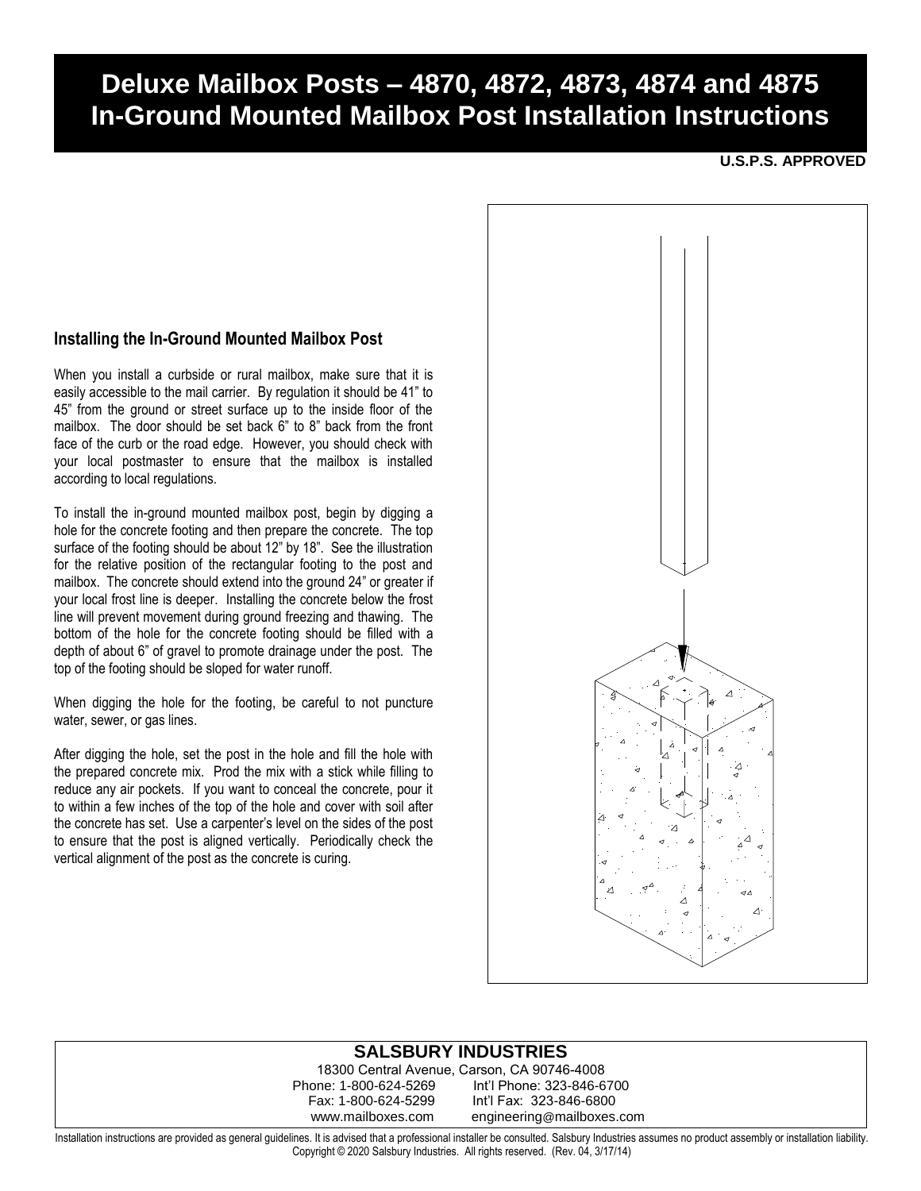# Deluxe Mailbox Posts – 4870, 4872, 4873, 4874 and 4875
# In-Ground Mounted Mailbox Post Installation Instructions

**U.S.P.S. APPROVED**

### Installing the In-Ground Mounted Mailbox Post

When you install a curbside or rural mailbox, make sure that it is easily accessible to the mail carrier. By regulation it should be 41" to 45" from the ground or street surface up to the inside floor of the mailbox. The door should be set back 6" to 8" back from the front face of the curb or the road edge. However, you should check with your local postmaster to ensure that the mailbox is installed according to local regulations.

To install the in-ground mounted mailbox post, begin by digging a hole for the concrete footing and then prepare the concrete. The top surface of the footing should be about 12" by 18". See the illustration for the relative position of the rectangular footing to the post and mailbox. The concrete should extend into the ground 24" or greater if your local frost line is deeper. Installing the concrete below the frost line will prevent movement during ground freezing and thawing. The bottom of the hole for the concrete footing should be filled with a depth of about 6" of gravel to promote drainage under the post. The top of the footing should be sloped for water runoff.

When digging the hole for the footing, be careful to not puncture water, sewer, or gas lines.

After digging the hole, set the post in the hole and fill the hole with the prepared concrete mix. Prod the mix with a stick while filling to reduce any air pockets. If you want to conceal the concrete, pour it to within a few inches of the top of the hole and cover with soil after the concrete has set. Use a carpenter's level on the sides of the post to ensure that the post is aligned vertically. Periodically check the vertical alignment of the post as the concrete is curing.

**SALSBURY INDUSTRIES**

18300 Central Avenue, Carson, CA 90746-4008

Phone: 1-800-624-5269 Int'l Phone: 323-846-6700

Fax: 1-800-624-5299 Int'l Fax: 323-846-6800

www.mailboxes.com engineering@mailboxes.com

Installation instructions are provided as general guidelines. It is advised that a professional installer be consulted. Salsbury Industries assumes no product assembly or installation liability. Copyright © 2020 Salsbury Industries. All rights reserved. (Rev. 04, 3/17/14)